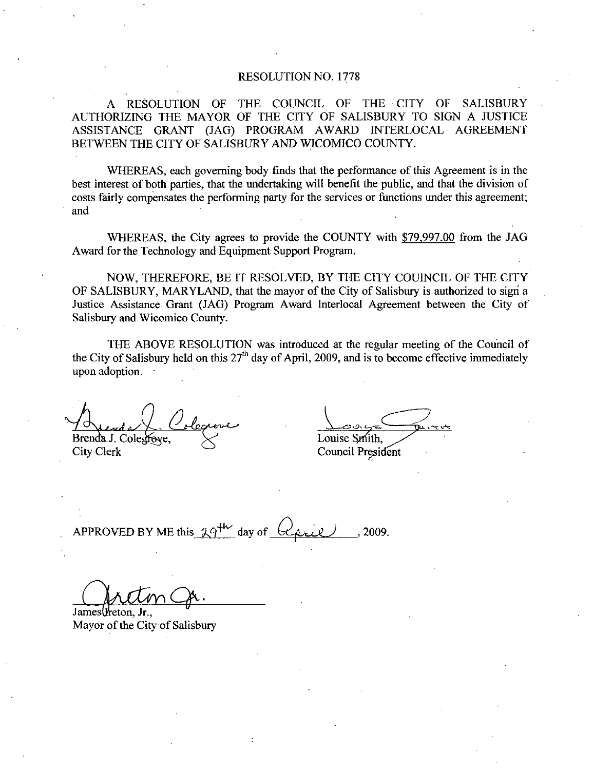# RESOLUTION NO. 1778

A RESOLUTION OF THE COUNCIL OF THE CITY OF SALISBURY AUTHORIZING THE MAYOR OF THE CITY OF SALISBURY TO SIGN A JUSTICE ASSISTANCE GRANT (JAG) PROGRAM AWARD INTERLOCAL AGREEMENT BETWEEN THE CITY OF SALISBURY AND WICOMICO COUNTY.

WHEREAS, each governing body finds that the performance of this Agreement is in the best interest of both parties, that the undertaking will benefit the public, and that the division of costs fairly compensates the performing party for the services or functions under this agreement; and

WHEREAS, the City agrees to provide the COUNTY with $79,997.00 from the JAG Award for the Technology and Equipment Support Program.

NOW, THEREFORE, BE IT RESOLVED, BY THE CITY COUINCIL OF THE CITY OF SALISBURY, MARYLAND, that the mayor of the City of Salisbury is authorized to sign a Justice Assistance Grant (JAG) Program Award Interlocal Agreement between the City of Salisbury and Wicomico County.

THE ABOVE RESOLUTION was introduced at the regular meeting of the Council of the City of Salisbury held on this 27th day of April, 2009, and is to become effective immediately upon adoption.

Brenda J. Colegrove,
City Clerk

Louise Smith,
Council President

APPROVED BY ME this 29th day of April, 2009.

James Ireton, Jr.,
Mayor of the City of Salisbury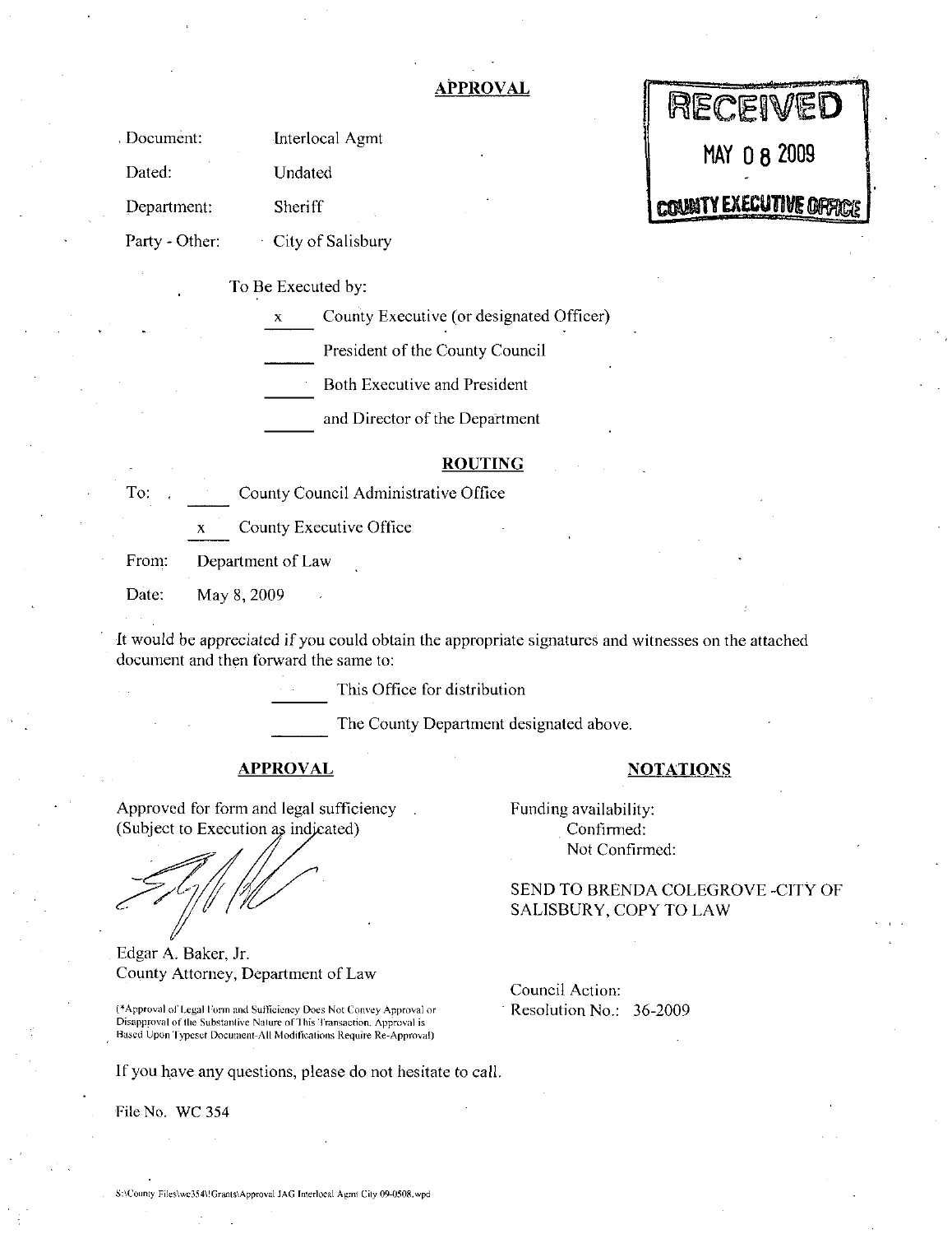## APPROVAL

RECEIVED
MAY 08 2009
COUNTY EXECUTIVE OFFICE

Document: Interlocal Agmt

Dated: Undated

Department: Sheriff

Party - Other: City of Salisbury

To Be Executed by:

- x County Executive (or designated Officer)
- ___ President of the County Council
- ___ Both Executive and President
- ___ and Director of the Department

## ROUTING

To:
- ___ County Council Administrative Office
- x County Executive Office

From: Department of Law

Date: May 8, 2009

It would be appreciated if you could obtain the appropriate signatures and witnesses on the attached document and then forward the same to:

- ___ This Office for distribution
- ___ The County Department designated above.

### APPROVAL

Approved for form and legal sufficiency (Subject to Execution as indicated)

Edgar A. Baker, Jr.
County Attorney, Department of Law

(*Approval of Legal Form and Sufficiency Does Not Convey Approval or Disapproval of the Substantive Nature of This Transaction. Approval is Based Upon Typeset Document-All Modifications Require Re-Approval)

### NOTATIONS

Funding availability:
Confirmed:
Not Confirmed:

SEND TO BRENDA COLEGROVE -CITY OF SALISBURY, COPY TO LAW

Council Action:
Resolution No.: 36-2009

If you have any questions, please do not hesitate to call.

File No. WC 354

S:\County Files\wc354\!Grants\Approval JAG Interlocal Agmt City 09-0508.wpd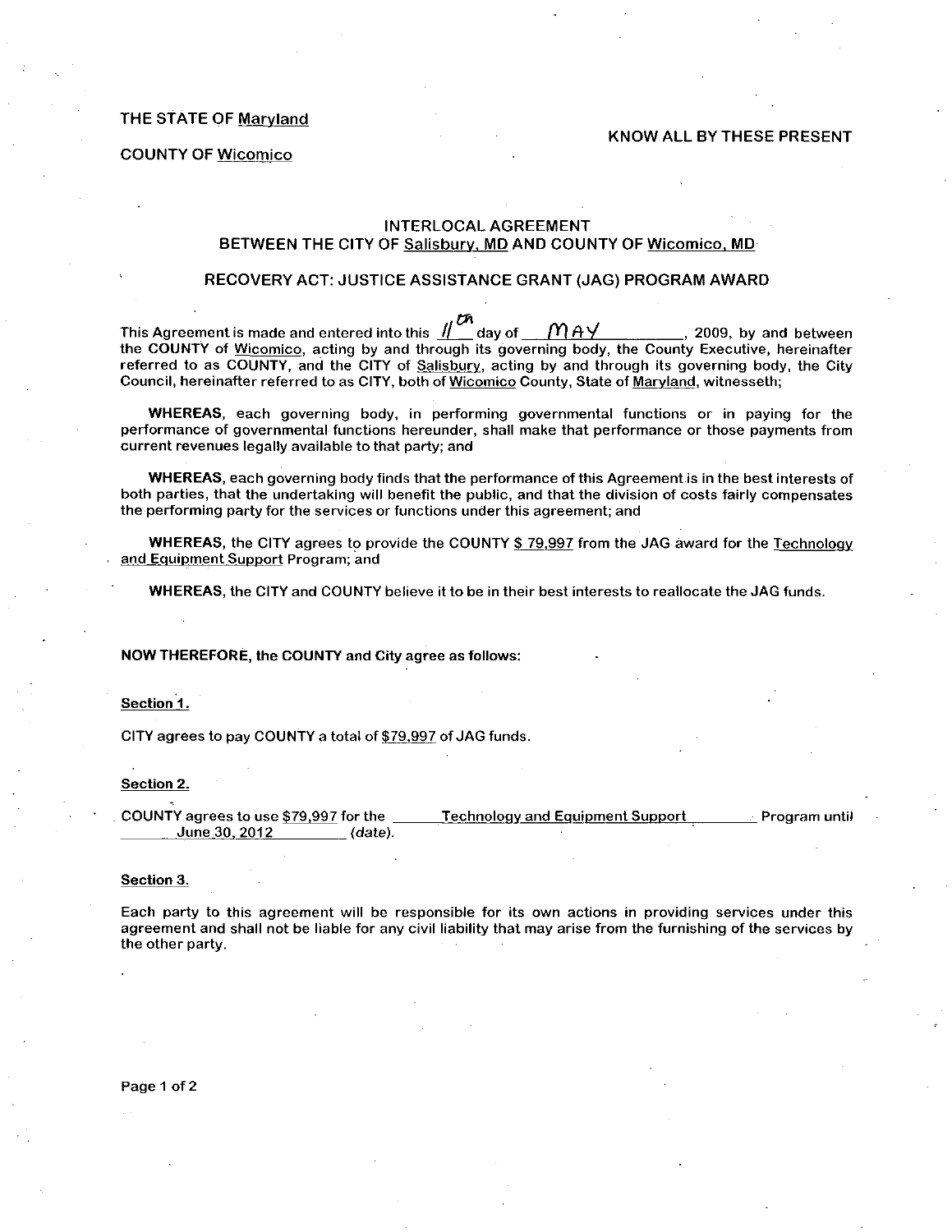THE STATE OF Maryland

COUNTY OF Wicomico

KNOW ALL BY THESE PRESENT

## INTERLOCAL AGREEMENT
## BETWEEN THE CITY OF Salisbury, MD AND COUNTY OF Wicomico, MD

## RECOVERY ACT: JUSTICE ASSISTANCE GRANT (JAG) PROGRAM AWARD

This Agreement is made and entered into this 11th day of MAY, 2009, by and between the COUNTY of Wicomico, acting by and through its governing body, the County Executive, hereinafter referred to as COUNTY, and the CITY of Salisbury, acting by and through its governing body, the City Council, hereinafter referred to as CITY, both of Wicomico County, State of Maryland, witnesseth;

**WHEREAS**, each governing body, in performing governmental functions or in paying for the performance of governmental functions hereunder, shall make that performance or those payments from current revenues legally available to that party; and

**WHEREAS**, each governing body finds that the performance of this Agreement is in the best interests of both parties, that the undertaking will benefit the public, and that the division of costs fairly compensates the performing party for the services or functions under this agreement; and

**WHEREAS**, the CITY agrees to provide the COUNTY $ 79,997 from the JAG award for the Technology and Equipment Support Program; and

**WHEREAS**, the CITY and COUNTY believe it to be in their best interests to reallocate the JAG funds.

**NOW THEREFORE, the COUNTY and City agree as follows:**

**Section 1.**

CITY agrees to pay COUNTY a total of $79,997 of JAG funds.

**Section 2.**

COUNTY agrees to use $79,997 for the Technology and Equipment Support Program until June 30, 2012 *(date)*.

**Section 3.**

Each party to this agreement will be responsible for its own actions in providing services under this agreement and shall not be liable for any civil liability that may arise from the furnishing of the services by the other party.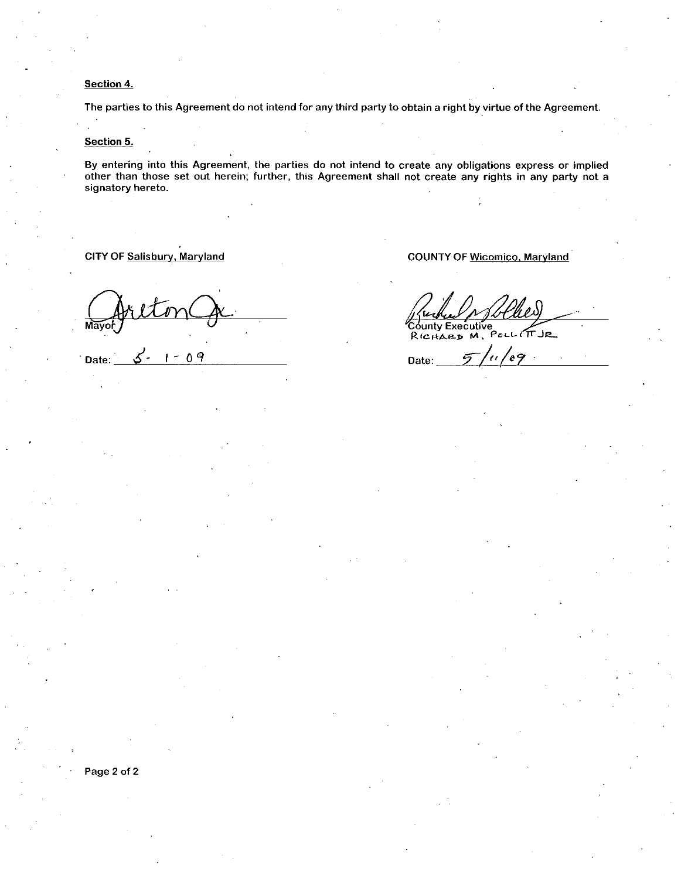**Section 4.**

The parties to this Agreement do not intend for any third party to obtain a right by virtue of the Agreement.

**Section 5.**

By entering into this Agreement, the parties do not intend to create any obligations express or implied other than those set out herein; further, this Agreement shall not create any rights in any party not a signatory hereto.

CITY OF Salisbury, Maryland

Mayor

Date: 5-1-09

COUNTY OF Wicomico, Maryland

County Executive
RICHARD M. POLLITT JR

Date: 5/11/09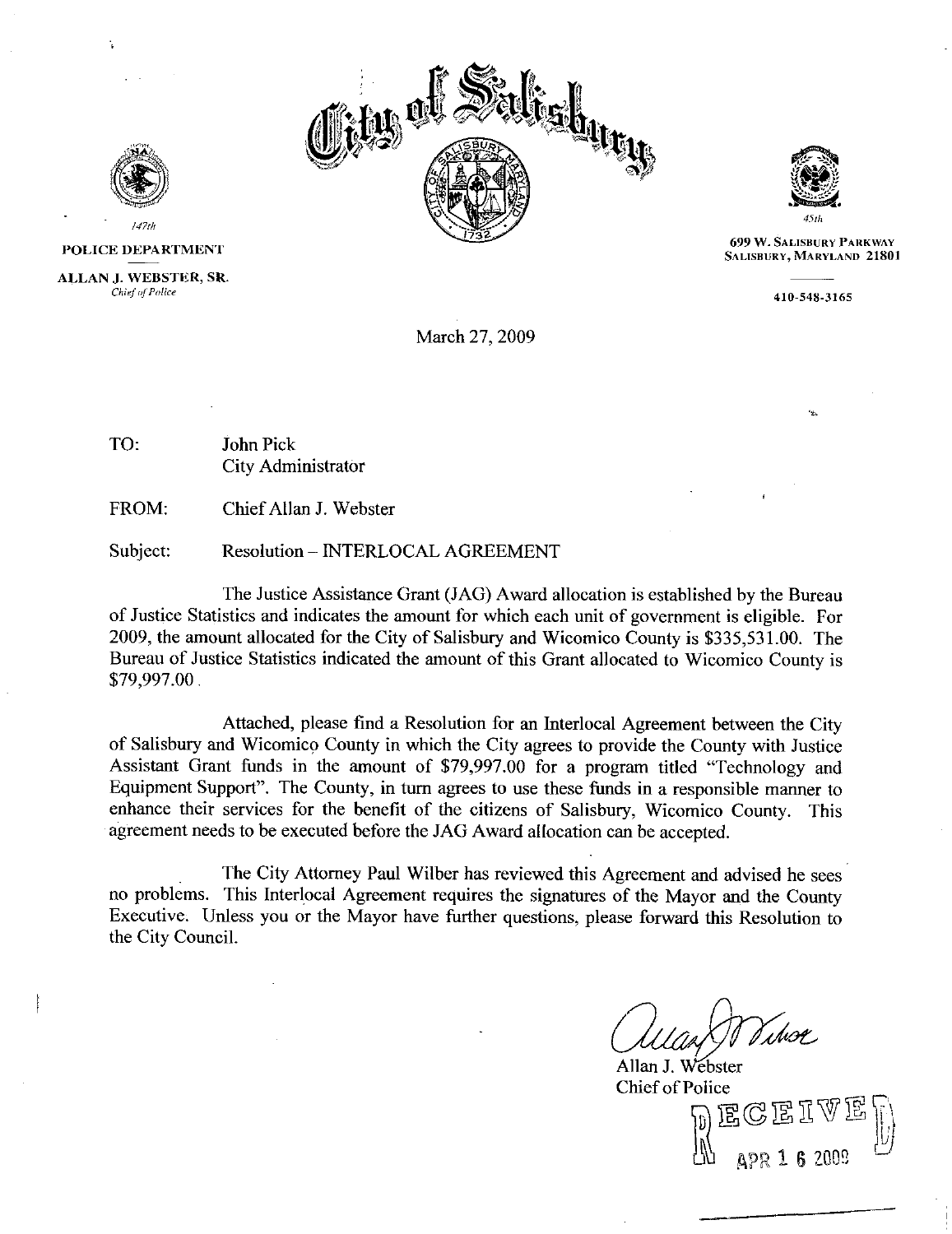# City of Salisbury

147th

POLICE DEPARTMENT

ALLAN J. WEBSTER, SR.
*Chief of Police*

45th

699 W. SALISBURY PARKWAY
SALISBURY, MARYLAND 21801

410-548-3165

March 27, 2009

TO: John Pick
City Administrator

FROM: Chief Allan J. Webster

Subject: Resolution – INTERLOCAL AGREEMENT

The Justice Assistance Grant (JAG) Award allocation is established by the Bureau of Justice Statistics and indicates the amount for which each unit of government is eligible. For 2009, the amount allocated for the City of Salisbury and Wicomico County is $335,531.00. The Bureau of Justice Statistics indicated the amount of this Grant allocated to Wicomico County is $79,997.00.

Attached, please find a Resolution for an Interlocal Agreement between the City of Salisbury and Wicomico County in which the City agrees to provide the County with Justice Assistant Grant funds in the amount of $79,997.00 for a program titled "Technology and Equipment Support". The County, in turn agrees to use these funds in a responsible manner to enhance their services for the benefit of the citizens of Salisbury, Wicomico County. This agreement needs to be executed before the JAG Award allocation can be accepted.

The City Attorney Paul Wilber has reviewed this Agreement and advised he sees no problems. This Interlocal Agreement requires the signatures of the Mayor and the County Executive. Unless you or the Mayor have further questions, please forward this Resolution to the City Council.

Allan J. Webster
Chief of Police

RECEIVED
APR 16 2009